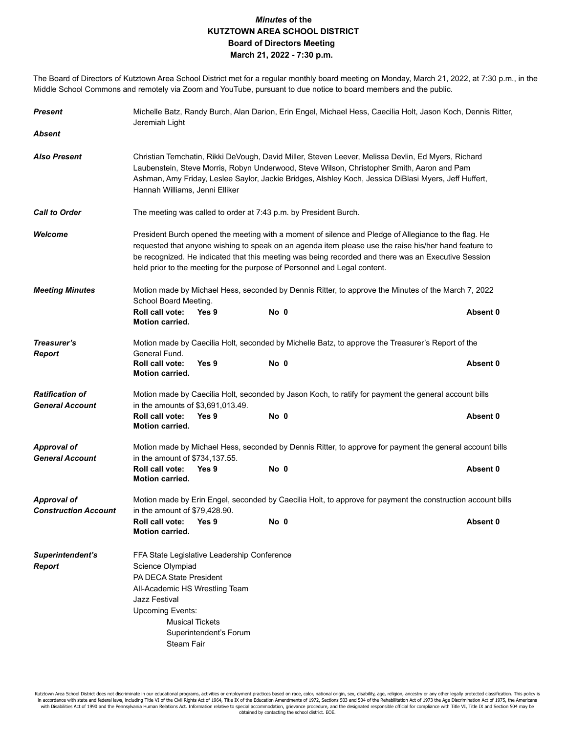# *Minutes* of the KUTZTOWN AREA SCHOOL DISTRICT Board of Directors Meeting March 21, 2022 - 7:30 p.m.

The Board of Directors of Kutztown Area School District met for a regular monthly board meeting on Monday, March 21, 2022, at 7:30 p.m., in the Middle School Commons and remotely via Zoom and YouTube, pursuant to due notice to board members and the public.

***Present*** Michelle Batz, Randy Burch, Alan Darion, Erin Engel, Michael Hess, Caecilia Holt, Jason Koch, Dennis Ritter, Jeremiah Light

***Absent***

***Also Present*** Christian Temchatin, Rikki DeVough, David Miller, Steven Leever, Melissa Devlin, Ed Myers, Richard Laubenstein, Steve Morris, Robyn Underwood, Steve Wilson, Christopher Smith, Aaron and Pam Ashman, Amy Friday, Leslee Saylor, Jackie Bridges, Alshley Koch, Jessica DiBlasi Myers, Jeff Huffert, Hannah Williams, Jenni Elliker

***Call to Order*** The meeting was called to order at 7:43 p.m. by President Burch.

***Welcome*** President Burch opened the meeting with a moment of silence and Pledge of Allegiance to the flag. He requested that anyone wishing to speak on an agenda item please use the raise his/her hand feature to be recognized. He indicated that this meeting was being recorded and there was an Executive Session held prior to the meeting for the purpose of Personnel and Legal content.

***Meeting Minutes*** Motion made by Michael Hess, seconded by Dennis Ritter, to approve the Minutes of the March 7, 2022 School Board Meeting.
**Roll call vote: Yes 9 No 0 Absent 0**
**Motion carried.**

***Treasurer's Report*** Motion made by Caecilia Holt, seconded by Michelle Batz, to approve the Treasurer's Report of the General Fund.
**Roll call vote: Yes 9 No 0 Absent 0**
**Motion carried.**

***Ratification of General Account*** Motion made by Caecilia Holt, seconded by Jason Koch, to ratify for payment the general account bills in the amounts of $3,691,013.49.
**Roll call vote: Yes 9 No 0 Absent 0**
**Motion carried.**

***Approval of General Account*** Motion made by Michael Hess, seconded by Dennis Ritter, to approve for payment the general account bills in the amount of $734,137.55.
**Roll call vote: Yes 9 No 0 Absent 0**
**Motion carried.**

***Approval of Construction Account*** Motion made by Erin Engel, seconded by Caecilia Holt, to approve for payment the construction account bills in the amount of $79,428.90.
**Roll call vote: Yes 9 No 0 Absent 0**
**Motion carried.**

***Superintendent's Report***
FFA State Legislative Leadership Conference
Science Olympiad
PA DECA State President
All-Academic HS Wrestling Team
Jazz Festival
Upcoming Events:
- Musical Tickets
- Superintendent's Forum
- Steam Fair

Kutztown Area School District does not discriminate in our educational programs, activities or employment practices based on race, color, national origin, sex, disability, age, religion, ancestry or any other legally protected classification. This policy is in accordance with state and federal laws, including Title VI of the Civil Rights Act of 1964, Title IX of the Education Amendments of 1972, Sections 503 and 504 of the Rehabilitation Act of 1973 the Age Discrimination Act of 1975, the Americans with Disabilities Act of 1990 and the Pennsylvania Human Relations Act. Information relative to special accommodation, grievance procedure, and the designated responsible official for compliance with Title VI, Title IX and Section 504 may be obtained by contacting the school district. EOE.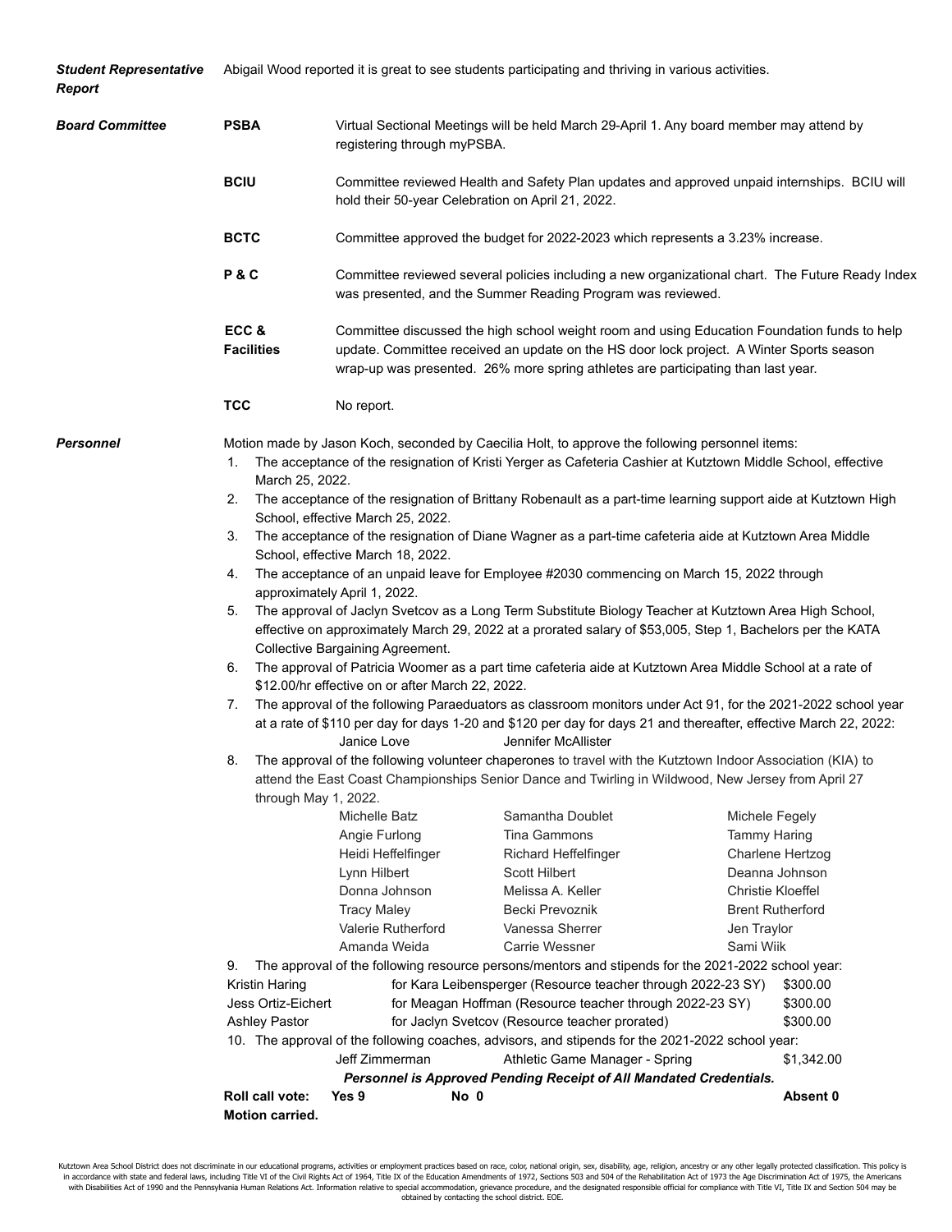***Student Representative Report***

Abigail Wood reported it is great to see students participating and thriving in various activities.

***Board Committee***

**PSBA** — Virtual Sectional Meetings will be held March 29-April 1. Any board member may attend by registering through myPSBA.

**BCIU** — Committee reviewed Health and Safety Plan updates and approved unpaid internships. BCIU will hold their 50-year Celebration on April 21, 2022.

**BCTC** — Committee approved the budget for 2022-2023 which represents a 3.23% increase.

**P & C** — Committee reviewed several policies including a new organizational chart. The Future Ready Index was presented, and the Summer Reading Program was reviewed.

**ECC & Facilities** — Committee discussed the high school weight room and using Education Foundation funds to help update. Committee received an update on the HS door lock project. A Winter Sports season wrap-up was presented. 26% more spring athletes are participating than last year.

**TCC** — No report.

***Personnel***

Motion made by Jason Koch, seconded by Caecilia Holt, to approve the following personnel items:

1. The acceptance of the resignation of Kristi Yerger as Cafeteria Cashier at Kutztown Middle School, effective March 25, 2022.
2. The acceptance of the resignation of Brittany Robenault as a part-time learning support aide at Kutztown High School, effective March 25, 2022.
3. The acceptance of the resignation of Diane Wagner as a part-time cafeteria aide at Kutztown Area Middle School, effective March 18, 2022.
4. The acceptance of an unpaid leave for Employee #2030 commencing on March 15, 2022 through approximately April 1, 2022.
5. The approval of Jaclyn Svetcov as a Long Term Substitute Biology Teacher at Kutztown Area High School, effective on approximately March 29, 2022 at a prorated salary of $53,005, Step 1, Bachelors per the KATA Collective Bargaining Agreement.
6. The approval of Patricia Woomer as a part time cafeteria aide at Kutztown Area Middle School at a rate of $12.00/hr effective on or after March 22, 2022.
7. The approval of the following Paraeduators as classroom monitors under Act 91, for the 2021-2022 school year at a rate of $110 per day for days 1-20 and $120 per day for days 21 and thereafter, effective March 22, 2022:

   Janice Love — Jennifer McAllister

8. The approval of the following volunteer chaperones to travel with the Kutztown Indoor Association (KIA) to attend the East Coast Championships Senior Dance and Twirling in Wildwood, New Jersey from April 27 through May 1, 2022.

| | | |
|---|---|---|
| Michelle Batz | Samantha Doublet | Michele Fegely |
| Angie Furlong | Tina Gammons | Tammy Haring |
| Heidi Heffelfinger | Richard Heffelfinger | Charlene Hertzog |
| Lynn Hilbert | Scott Hilbert | Deanna Johnson |
| Donna Johnson | Melissa A. Keller | Christie Kloeffel |
| Tracy Maley | Becki Prevoznik | Brent Rutherford |
| Valerie Rutherford | Vanessa Sherrer | Jen Traylor |
| Amanda Weida | Carrie Wessner | Sami Wiik |

9. The approval of the following resource persons/mentors and stipends for the 2021-2022 school year:

| | | |
|---|---|---|
| Kristin Haring | for Kara Leibensperger (Resource teacher through 2022-23 SY) | $300.00 |
| Jess Ortiz-Eichert | for Meagan Hoffman (Resource teacher through 2022-23 SY) | $300.00 |
| Ashley Pastor | for Jaclyn Svetcov (Resource teacher prorated) | $300.00 |

10. The approval of the following coaches, advisors, and stipends for the 2021-2022 school year:

| | | |
|---|---|---|
| Jeff Zimmerman | Athletic Game Manager - Spring | $1,342.00 |

***Personnel is Approved Pending Receipt of All Mandated Credentials.***

**Roll call vote: Yes 9 No 0 Absent 0**

**Motion carried.**

Kutztown Area School District does not discriminate in our educational programs, activities or employment practices based on race, color, national origin, sex, disability, age, religion, ancestry or any other legally protected classification. This policy is in accordance with state and federal laws, including Title VI of the Civil Rights Act of 1964, Title IX of the Education Amendments of 1972, Sections 503 and 504 of the Rehabilitation Act of 1973 the Age Discrimination Act of 1975, the Americans with Disabilities Act of 1990 and the Pennsylvania Human Relations Act. Information relative to special accommodation, grievance procedure, and the designated responsible official for compliance with Title VI, Title IX and Section 504 may be obtained by contacting the school district. EOE.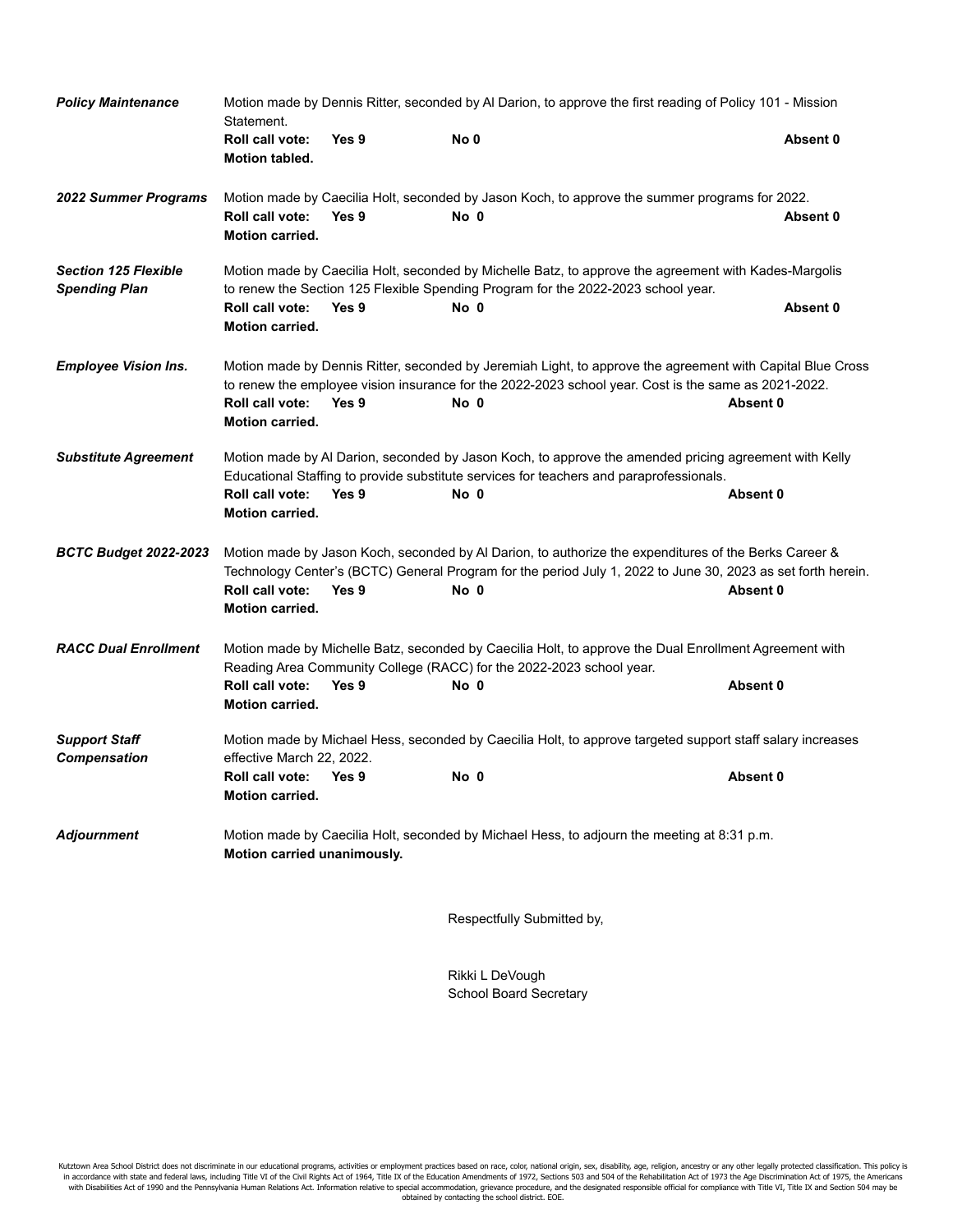*Policy Maintenance*

Motion made by Dennis Ritter, seconded by Al Darion, to approve the first reading of Policy 101 - Mission Statement.

**Roll call vote: Yes 9 No 0 Absent 0**
**Motion tabled.**

*2022 Summer Programs*

Motion made by Caecilia Holt, seconded by Jason Koch, to approve the summer programs for 2022.

**Roll call vote: Yes 9 No 0 Absent 0**
**Motion carried.**

*Section 125 Flexible Spending Plan*

Motion made by Caecilia Holt, seconded by Michelle Batz, to approve the agreement with Kades-Margolis to renew the Section 125 Flexible Spending Program for the 2022-2023 school year.

**Roll call vote: Yes 9 No 0 Absent 0**
**Motion carried.**

*Employee Vision Ins.*

Motion made by Dennis Ritter, seconded by Jeremiah Light, to approve the agreement with Capital Blue Cross to renew the employee vision insurance for the 2022-2023 school year. Cost is the same as 2021-2022.

**Roll call vote: Yes 9 No 0 Absent 0**
**Motion carried.**

*Substitute Agreement*

Motion made by Al Darion, seconded by Jason Koch, to approve the amended pricing agreement with Kelly Educational Staffing to provide substitute services for teachers and paraprofessionals.

**Roll call vote: Yes 9 No 0 Absent 0**
**Motion carried.**

*BCTC Budget 2022-2023*

Motion made by Jason Koch, seconded by Al Darion, to authorize the expenditures of the Berks Career & Technology Center's (BCTC) General Program for the period July 1, 2022 to June 30, 2023 as set forth herein.

**Roll call vote: Yes 9 No 0 Absent 0**
**Motion carried.**

*RACC Dual Enrollment*

Motion made by Michelle Batz, seconded by Caecilia Holt, to approve the Dual Enrollment Agreement with Reading Area Community College (RACC) for the 2022-2023 school year.

**Roll call vote: Yes 9 No 0 Absent 0**
**Motion carried.**

*Support Staff Compensation*

Motion made by Michael Hess, seconded by Caecilia Holt, to approve targeted support staff salary increases effective March 22, 2022.

**Roll call vote: Yes 9 No 0 Absent 0**
**Motion carried.**

*Adjournment*

Motion made by Caecilia Holt, seconded by Michael Hess, to adjourn the meeting at 8:31 p.m.

**Motion carried unanimously.**

Respectfully Submitted by,

Rikki L DeVough
School Board Secretary

Kutztown Area School District does not discriminate in our educational programs, activities or employment practices based on race, color, national origin, sex, disability, age, religion, ancestry or any other legally protected classification. This policy is in accordance with state and federal laws, including Title VI of the Civil Rights Act of 1964, Title IX of the Education Amendments of 1972, Sections 503 and 504 of the Rehabilitation Act of 1973 the Age Discrimination Act of 1975, the Americans with Disabilities Act of 1990 and the Pennsylvania Human Relations Act. Information relative to special accommodation, grievance procedure, and the designated responsible official for compliance with Title VI, Title IX and Section 504 may be obtained by contacting the school district. EOE.